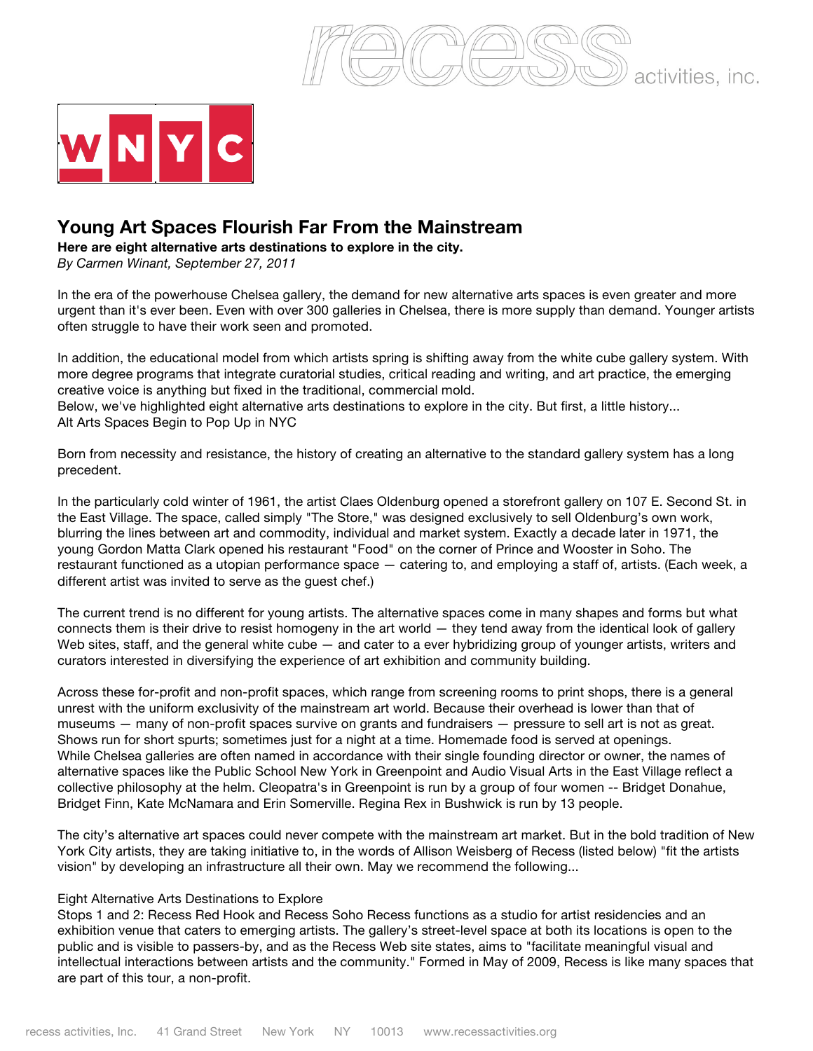# Young Art Spaces Flourish Far From the Mainstream

**Here are eight alternative arts destinations to explore in the city.**

*By Carmen Winant, September 27, 2011*

In the era of the powerhouse Chelsea gallery, the demand for new alternative arts spaces is even greater and more urgent than it's ever been. Even with over 300 galleries in Chelsea, there is more supply than demand. Younger artists often struggle to have their work seen and promoted.

In addition, the educational model from which artists spring is shifting away from the white cube gallery system. With more degree programs that integrate curatorial studies, critical reading and writing, and art practice, the emerging creative voice is anything but fixed in the traditional, commercial mold.

Below, we've highlighted eight alternative arts destinations to explore in the city. But first, a little history...

Alt Arts Spaces Begin to Pop Up in NYC

Born from necessity and resistance, the history of creating an alternative to the standard gallery system has a long precedent.

In the particularly cold winter of 1961, the artist Claes Oldenburg opened a storefront gallery on 107 E. Second St. in the East Village. The space, called simply "The Store," was designed exclusively to sell Oldenburg's own work, blurring the lines between art and commodity, individual and market system. Exactly a decade later in 1971, the young Gordon Matta Clark opened his restaurant "Food" on the corner of Prince and Wooster in Soho. The restaurant functioned as a utopian performance space — catering to, and employing a staff of, artists. (Each week, a different artist was invited to serve as the guest chef.)

The current trend is no different for young artists. The alternative spaces come in many shapes and forms but what connects them is their drive to resist homogeny in the art world — they tend away from the identical look of gallery Web sites, staff, and the general white cube — and cater to a ever hybridizing group of younger artists, writers and curators interested in diversifying the experience of art exhibition and community building.

Across these for-profit and non-profit spaces, which range from screening rooms to print shops, there is a general unrest with the uniform exclusivity of the mainstream art world. Because their overhead is lower than that of museums — many of non-profit spaces survive on grants and fundraisers — pressure to sell art is not as great. Shows run for short spurts; sometimes just for a night at a time. Homemade food is served at openings.

While Chelsea galleries are often named in accordance with their single founding director or owner, the names of alternative spaces like the Public School New York in Greenpoint and Audio Visual Arts in the East Village reflect a collective philosophy at the helm. Cleopatra's in Greenpoint is run by a group of four women -- Bridget Donahue, Bridget Finn, Kate McNamara and Erin Somerville. Regina Rex in Bushwick is run by 13 people.

The city's alternative art spaces could never compete with the mainstream art market. But in the bold tradition of New York City artists, they are taking initiative to, in the words of Allison Weisberg of Recess (listed below) "fit the artists vision" by developing an infrastructure all their own. May we recommend the following...

Eight Alternative Arts Destinations to Explore

Stops 1 and 2: Recess Red Hook and Recess Soho Recess functions as a studio for artist residencies and an exhibition venue that caters to emerging artists. The gallery's street-level space at both its locations is open to the public and is visible to passers-by, and as the Recess Web site states, aims to "facilitate meaningful visual and intellectual interactions between artists and the community." Formed in May of 2009, Recess is like many spaces that are part of this tour, a non-profit.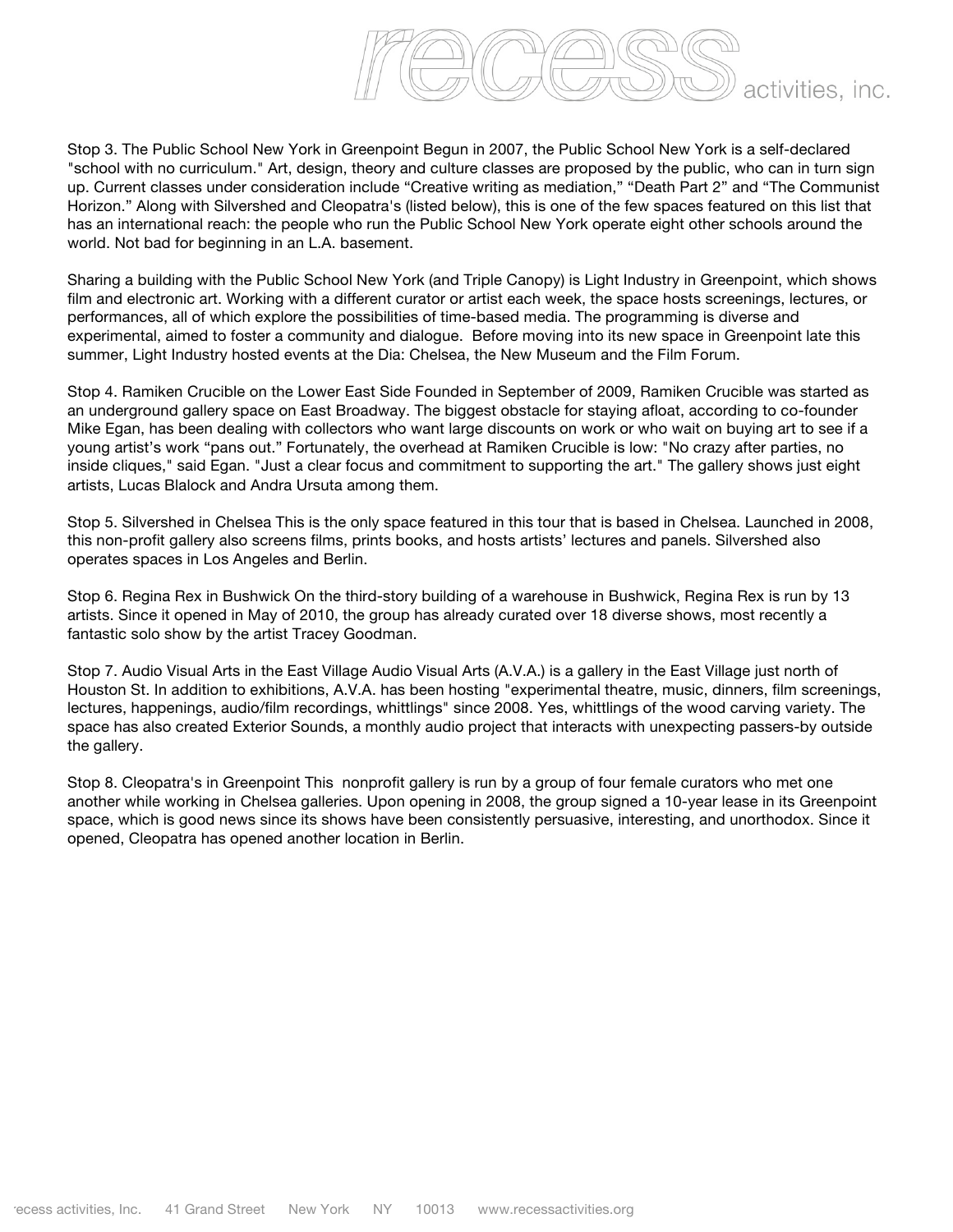Stop 3. The Public School New York in Greenpoint Begun in 2007, the Public School New York is a self-declared "school with no curriculum." Art, design, theory and culture classes are proposed by the public, who can in turn sign up. Current classes under consideration include “Creative writing as mediation,” “Death Part 2” and “The Communist Horizon.” Along with Silvershed and Cleopatra's (listed below), this is one of the few spaces featured on this list that has an international reach: the people who run the Public School New York operate eight other schools around the world. Not bad for beginning in an L.A. basement.

Sharing a building with the Public School New York (and Triple Canopy) is Light Industry in Greenpoint, which shows film and electronic art. Working with a different curator or artist each week, the space hosts screenings, lectures, or performances, all of which explore the possibilities of time-based media. The programming is diverse and experimental, aimed to foster a community and dialogue. Before moving into its new space in Greenpoint late this summer, Light Industry hosted events at the Dia: Chelsea, the New Museum and the Film Forum.

Stop 4. Ramiken Crucible on the Lower East Side Founded in September of 2009, Ramiken Crucible was started as an underground gallery space on East Broadway. The biggest obstacle for staying afloat, according to co-founder Mike Egan, has been dealing with collectors who want large discounts on work or who wait on buying art to see if a young artist’s work “pans out.” Fortunately, the overhead at Ramiken Crucible is low: "No crazy after parties, no inside cliques," said Egan. "Just a clear focus and commitment to supporting the art." The gallery shows just eight artists, Lucas Blalock and Andra Ursuta among them.

Stop 5. Silvershed in Chelsea This is the only space featured in this tour that is based in Chelsea. Launched in 2008, this non-profit gallery also screens films, prints books, and hosts artists’ lectures and panels. Silvershed also operates spaces in Los Angeles and Berlin.

Stop 6. Regina Rex in Bushwick On the third-story building of a warehouse in Bushwick, Regina Rex is run by 13 artists. Since it opened in May of 2010, the group has already curated over 18 diverse shows, most recently a fantastic solo show by the artist Tracey Goodman.

Stop 7. Audio Visual Arts in the East Village Audio Visual Arts (A.V.A.) is a gallery in the East Village just north of Houston St. In addition to exhibitions, A.V.A. has been hosting "experimental theatre, music, dinners, film screenings, lectures, happenings, audio/film recordings, whittlings" since 2008. Yes, whittlings of the wood carving variety. The space has also created Exterior Sounds, a monthly audio project that interacts with unexpecting passers-by outside the gallery.

Stop 8. Cleopatra's in Greenpoint This nonprofit gallery is run by a group of four female curators who met one another while working in Chelsea galleries. Upon opening in 2008, the group signed a 10-year lease in its Greenpoint space, which is good news since its shows have been consistently persuasive, interesting, and unorthodox. Since it opened, Cleopatra has opened another location in Berlin.